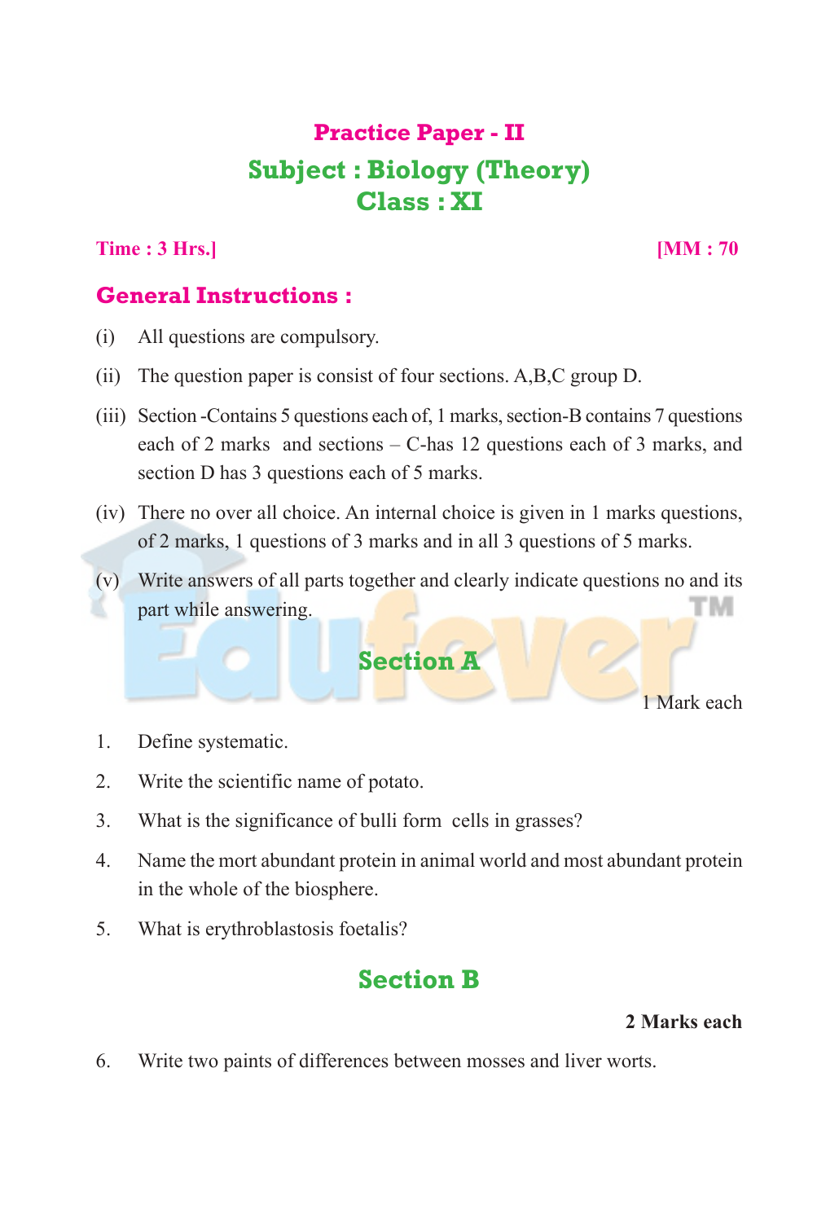# Practice Paper - II

## Subject : Biology (Theory)

## Class : XI

**Time : 3 Hrs.]** **[MM : 70**

### General Instructions :

(i) All questions are compulsory.

(ii) The question paper is consist of four sections. A,B,C group D.

(iii) Section -Contains 5 questions each of, 1 marks, section-B contains 7 questions each of 2 marks and sections – C-has 12 questions each of 3 marks, and section D has 3 questions each of 5 marks.

(iv) There no over all choice. An internal choice is given in 1 marks questions, of 2 marks, 1 questions of 3 marks and in all 3 questions of 5 marks.

(v) Write answers of all parts together and clearly indicate questions no and its part while answering.

## Section A

1 Mark each

1. Define systematic.
2. Write the scientific name of potato.
3. What is the significance of bulli form cells in grasses?
4. Name the mort abundant protein in animal world and most abundant protein in the whole of the biosphere.
5. What is erythroblastosis foetalis?

## Section B

**2 Marks each**

6. Write two paints of differences between mosses and liver worts.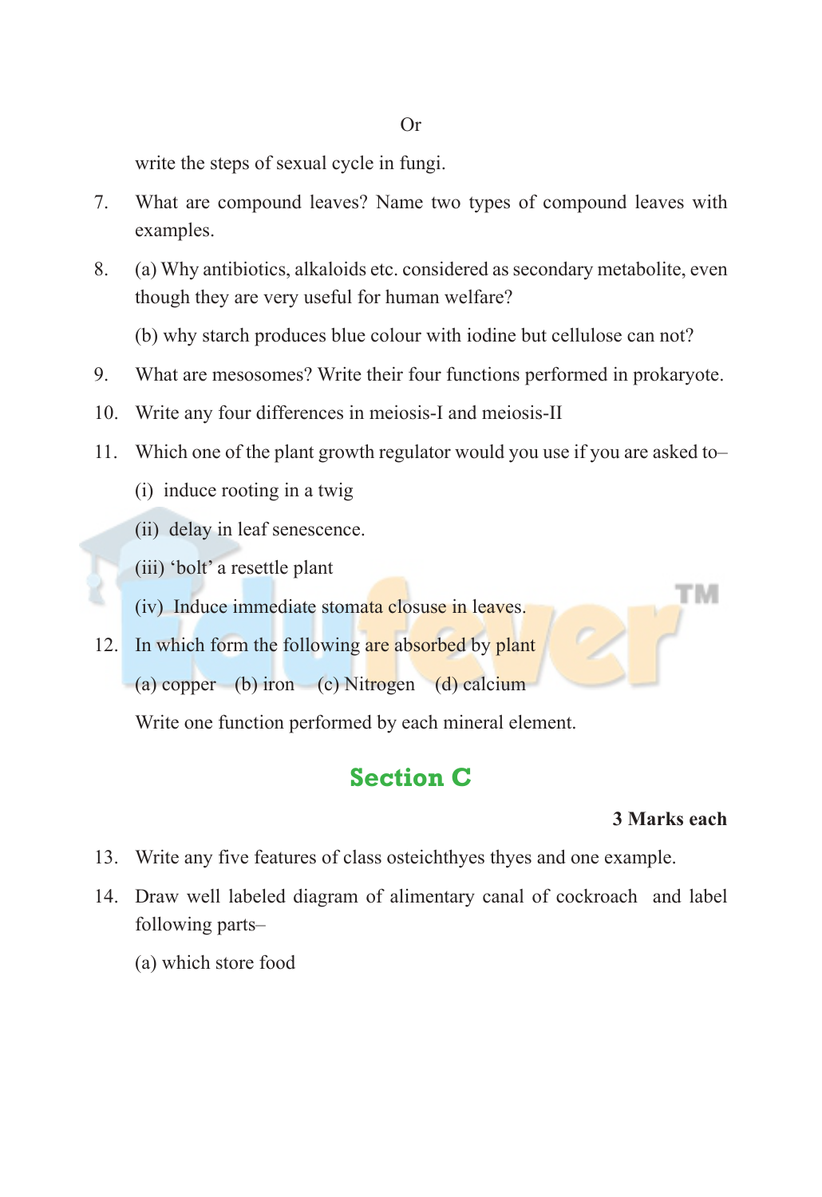Or

write the steps of sexual cycle in fungi.

7. What are compound leaves? Name two types of compound leaves with examples.

8. (a) Why antibiotics, alkaloids etc. considered as secondary metabolite, even though they are very useful for human welfare?

   (b) why starch produces blue colour with iodine but cellulose can not?

9. What are mesosomes? Write their four functions performed in prokaryote.

10. Write any four differences in meiosis-I and meiosis-II

11. Which one of the plant growth regulator would you use if you are asked to–

    (i) induce rooting in a twig

    (ii) delay in leaf senescence.

    (iii) 'bolt' a resettle plant

    (iv) Induce immediate stomata closuse in leaves.

12. In which form the following are absorbed by plant

    (a) copper (b) iron (c) Nitrogen (d) calcium

    Write one function performed by each mineral element.

## Section C

**3 Marks each**

13. Write any five features of class osteichthyes thyes and one example.

14. Draw well labeled diagram of alimentary canal of cockroach and label following parts–

    (a) which store food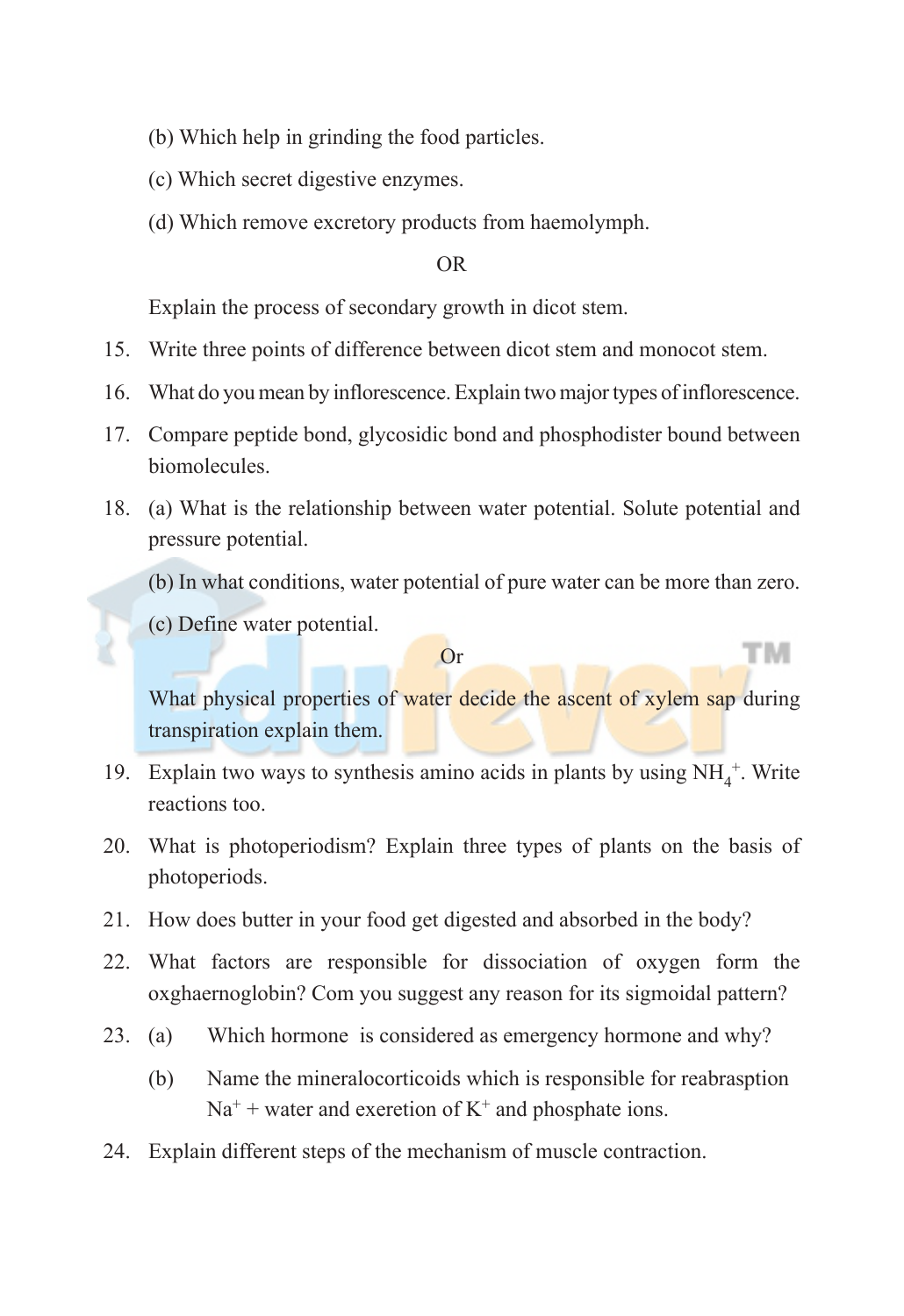(b) Which help in grinding the food particles.

(c) Which secret digestive enzymes.

(d) Which remove excretory products from haemolymph.

OR

Explain the process of secondary growth in dicot stem.

15. Write three points of difference between dicot stem and monocot stem.

16. What do you mean by inflorescence. Explain two major types of inflorescence.

17. Compare peptide bond, glycosidic bond and phosphodister bound between biomolecules.

18. (a) What is the relationship between water potential. Solute potential and pressure potential.

    (b) In what conditions, water potential of pure water can be more than zero.

    (c) Define water potential.

    Or

    What physical properties of water decide the ascent of xylem sap during transpiration explain them.

19. Explain two ways to synthesis amino acids in plants by using $NH_4^+$. Write reactions too.

20. What is photoperiodism? Explain three types of plants on the basis of photoperiods.

21. How does butter in your food get digested and absorbed in the body?

22. What factors are responsible for dissociation of oxygen form the oxghaernoglobin? Com you suggest any reason for its sigmoidal pattern?

23. (a) Which hormone is considered as emergency hormone and why?

    (b) Name the mineralocorticoids which is responsible for reabrasption $Na^+$ + water and exeretion of $K^+$ and phosphate ions.

24. Explain different steps of the mechanism of muscle contraction.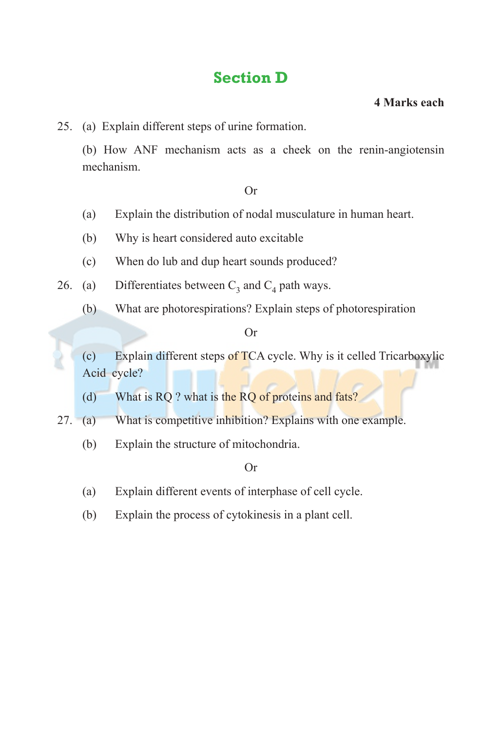## Section D

**4 Marks each**

25. (a) Explain different steps of urine formation.

    (b) How ANF mechanism acts as a cheek on the renin-angiotensin mechanism.

Or

(a) Explain the distribution of nodal musculature in human heart.

(b) Why is heart considered auto excitable

(c) When do lub and dup heart sounds produced?

26. (a) Differentiates between $C_3$ and $C_4$ path ways.

    (b) What are photorespirations? Explain steps of photorespiration

Or

(c) Explain different steps of TCA cycle. Why is it celled Tricarboxylic Acid cycle?

(d) What is RQ ? what is the RQ of proteins and fats?

27. (a) What is competitive inhibition? Explains with one example.

    (b) Explain the structure of mitochondria.

Or

(a) Explain different events of interphase of cell cycle.

(b) Explain the process of cytokinesis in a plant cell.